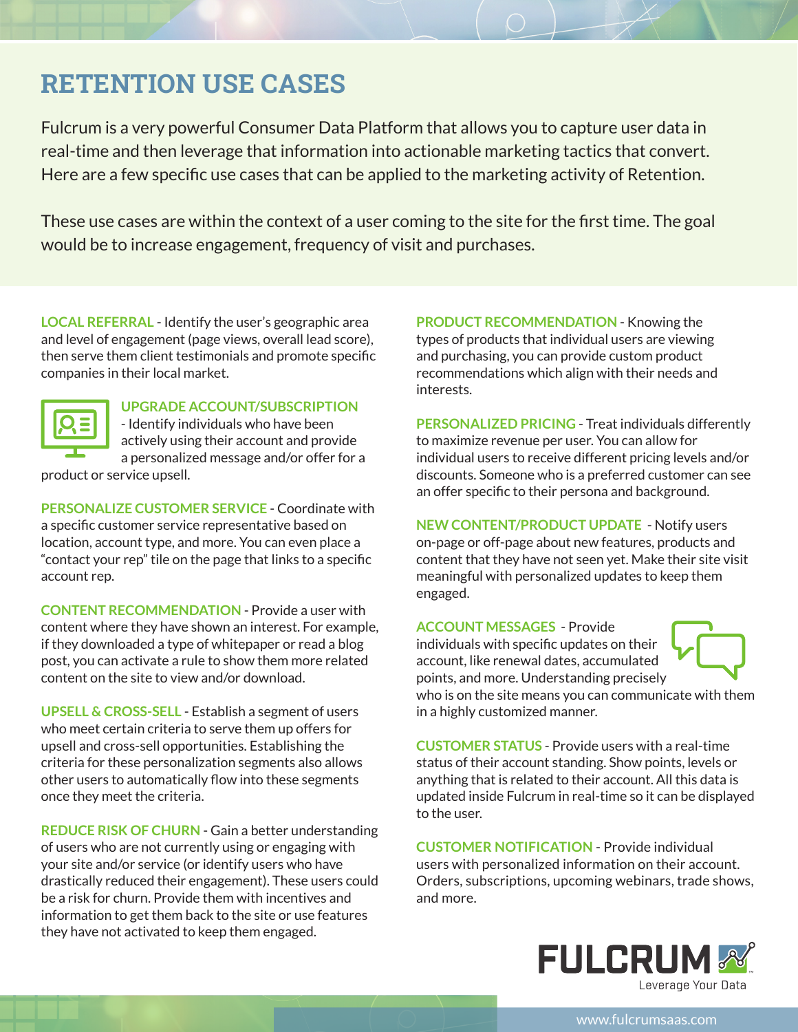# RETENTION USE CASES

Fulcrum is a very powerful Consumer Data Platform that allows you to capture user data in real-time and then leverage that information into actionable marketing tactics that convert. Here are a few specific use cases that can be applied to the marketing activity of Retention.

These use cases are within the context of a user coming to the site for the first time. The goal would be to increase engagement, frequency of visit and purchases.

**LOCAL REFERRAL** - Identify the user's geographic area and level of engagement (page views, overall lead score), then serve them client testimonials and promote specific companies in their local market.

**UPGRADE ACCOUNT/SUBSCRIPTION** - Identify individuals who have been actively using their account and provide a personalized message and/or offer for a product or service upsell.

**PERSONALIZE CUSTOMER SERVICE** - Coordinate with a specific customer service representative based on location, account type, and more. You can even place a "contact your rep" tile on the page that links to a specific account rep.

**CONTENT RECOMMENDATION** - Provide a user with content where they have shown an interest. For example, if they downloaded a type of whitepaper or read a blog post, you can activate a rule to show them more related content on the site to view and/or download.

**UPSELL & CROSS-SELL** - Establish a segment of users who meet certain criteria to serve them up offers for upsell and cross-sell opportunities. Establishing the criteria for these personalization segments also allows other users to automatically flow into these segments once they meet the criteria.

**REDUCE RISK OF CHURN** - Gain a better understanding of users who are not currently using or engaging with your site and/or service (or identify users who have drastically reduced their engagement). These users could be a risk for churn. Provide them with incentives and information to get them back to the site or use features they have not activated to keep them engaged.

**PRODUCT RECOMMENDATION** - Knowing the types of products that individual users are viewing and purchasing, you can provide custom product recommendations which align with their needs and interests.

**PERSONALIZED PRICING** - Treat individuals differently to maximize revenue per user. You can allow for individual users to receive different pricing levels and/or discounts. Someone who is a preferred customer can see an offer specific to their persona and background.

**NEW CONTENT/PRODUCT UPDATE** - Notify users on-page or off-page about new features, products and content that they have not seen yet. Make their site visit meaningful with personalized updates to keep them engaged.

**ACCOUNT MESSAGES** - Provide individuals with specific updates on their account, like renewal dates, accumulated points, and more. Understanding precisely who is on the site means you can communicate with them in a highly customized manner.

**CUSTOMER STATUS** - Provide users with a real-time status of their account standing. Show points, levels or anything that is related to their account. All this data is updated inside Fulcrum in real-time so it can be displayed to the user.

**CUSTOMER NOTIFICATION** - Provide individual users with personalized information on their account. Orders, subscriptions, upcoming webinars, trade shows, and more.

FULCRUM
Leverage Your Data

www.fulcrumsaas.com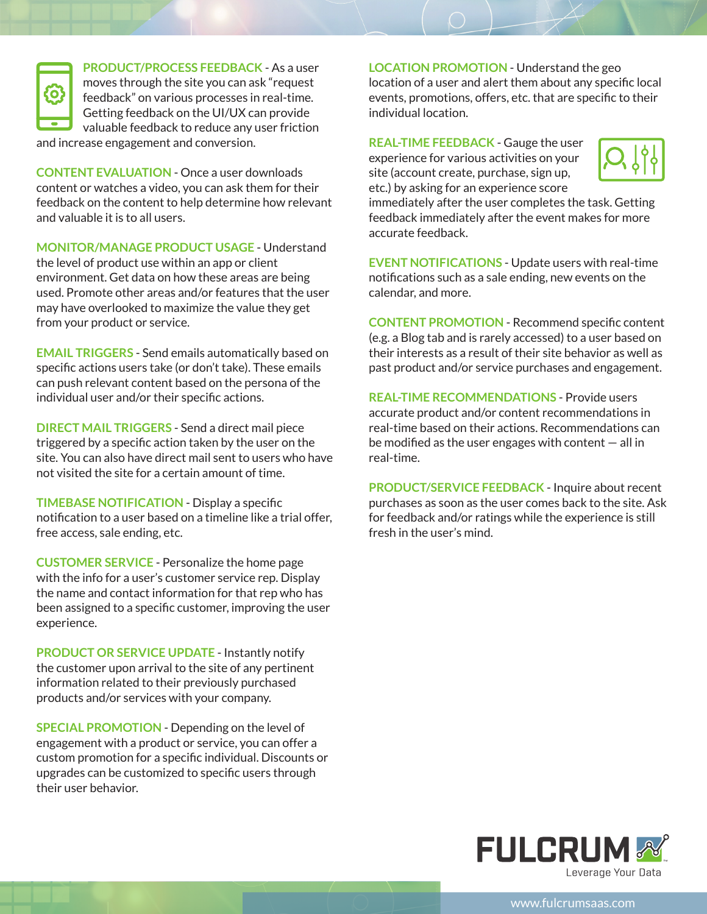**PRODUCT/PROCESS FEEDBACK** - As a user moves through the site you can ask "request feedback" on various processes in real-time. Getting feedback on the UI/UX can provide valuable feedback to reduce any user friction and increase engagement and conversion.

**CONTENT EVALUATION** - Once a user downloads content or watches a video, you can ask them for their feedback on the content to help determine how relevant and valuable it is to all users.

**MONITOR/MANAGE PRODUCT USAGE** - Understand the level of product use within an app or client environment. Get data on how these areas are being used. Promote other areas and/or features that the user may have overlooked to maximize the value they get from your product or service.

**EMAIL TRIGGERS** - Send emails automatically based on specific actions users take (or don't take). These emails can push relevant content based on the persona of the individual user and/or their specific actions.

**DIRECT MAIL TRIGGERS** - Send a direct mail piece triggered by a specific action taken by the user on the site. You can also have direct mail sent to users who have not visited the site for a certain amount of time.

**TIMEBASE NOTIFICATION** - Display a specific notification to a user based on a timeline like a trial offer, free access, sale ending, etc.

**CUSTOMER SERVICE** - Personalize the home page with the info for a user's customer service rep. Display the name and contact information for that rep who has been assigned to a specific customer, improving the user experience.

**PRODUCT OR SERVICE UPDATE** - Instantly notify the customer upon arrival to the site of any pertinent information related to their previously purchased products and/or services with your company.

**SPECIAL PROMOTION** - Depending on the level of engagement with a product or service, you can offer a custom promotion for a specific individual. Discounts or upgrades can be customized to specific users through their user behavior.

**LOCATION PROMOTION** - Understand the geo location of a user and alert them about any specific local events, promotions, offers, etc. that are specific to their individual location.

**REAL-TIME FEEDBACK** - Gauge the user experience for various activities on your site (account create, purchase, sign up, etc.) by asking for an experience score immediately after the user completes the task. Getting feedback immediately after the event makes for more accurate feedback.

**EVENT NOTIFICATIONS** - Update users with real-time notifications such as a sale ending, new events on the calendar, and more.

**CONTENT PROMOTION** - Recommend specific content (e.g. a Blog tab and is rarely accessed) to a user based on their interests as a result of their site behavior as well as past product and/or service purchases and engagement.

**REAL-TIME RECOMMENDATIONS** - Provide users accurate product and/or content recommendations in real-time based on their actions. Recommendations can be modified as the user engages with content — all in real-time.

**PRODUCT/SERVICE FEEDBACK** - Inquire about recent purchases as soon as the user comes back to the site. Ask for feedback and/or ratings while the experience is still fresh in the user's mind.

FULCRUM
Leverage Your Data

www.fulcrumsaas.com